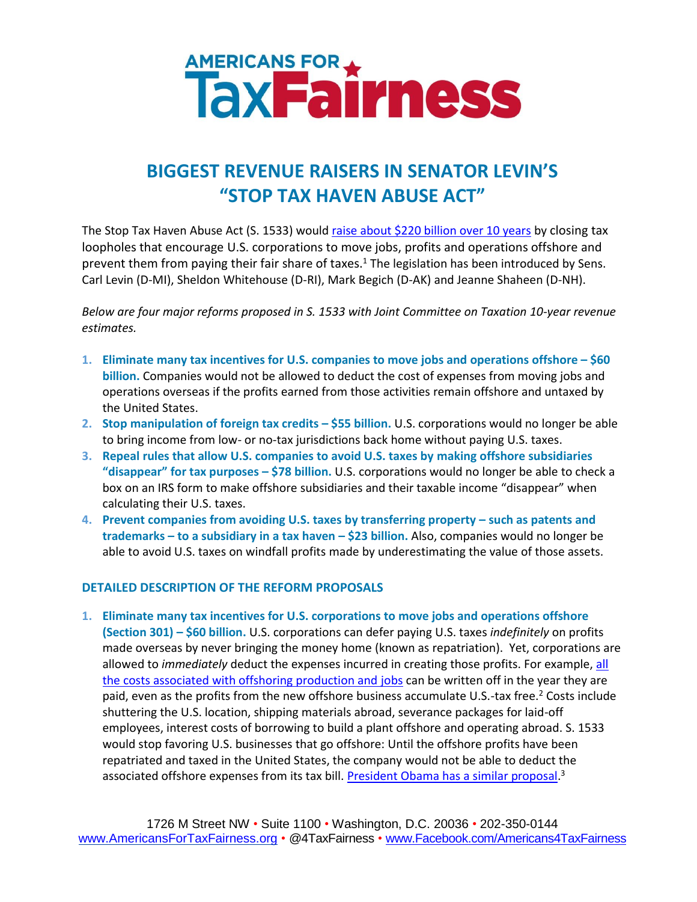AMERICANS FOR **TaxFairness**

# BIGGEST REVENUE RAISERS IN SENATOR LEVIN'S "STOP TAX HAVEN ABUSE ACT"

The Stop Tax Haven Abuse Act (S. 1533) would raise about $220 billion over 10 years by closing tax loopholes that encourage U.S. corporations to move jobs, profits and operations offshore and prevent them from paying their fair share of taxes.[1] The legislation has been introduced by Sens. Carl Levin (D-MI), Sheldon Whitehouse (D-RI), Mark Begich (D-AK) and Jeanne Shaheen (D-NH).

*Below are four major reforms proposed in S. 1533 with Joint Committee on Taxation 10-year revenue estimates.*

1. **Eliminate many tax incentives for U.S. companies to move jobs and operations offshore – $60 billion.** Companies would not be allowed to deduct the cost of expenses from moving jobs and operations overseas if the profits earned from those activities remain offshore and untaxed by the United States.
2. **Stop manipulation of foreign tax credits – $55 billion.** U.S. corporations would no longer be able to bring income from low- or no-tax jurisdictions back home without paying U.S. taxes.
3. **Repeal rules that allow U.S. companies to avoid U.S. taxes by making offshore subsidiaries "disappear" for tax purposes – $78 billion.** U.S. corporations would no longer be able to check a box on an IRS form to make offshore subsidiaries and their taxable income "disappear" when calculating their U.S. taxes.
4. **Prevent companies from avoiding U.S. taxes by transferring property – such as patents and trademarks – to a subsidiary in a tax haven – $23 billion.** Also, companies would no longer be able to avoid U.S. taxes on windfall profits made by underestimating the value of those assets.

## DETAILED DESCRIPTION OF THE REFORM PROPOSALS

1. **Eliminate many tax incentives for U.S. corporations to move jobs and operations offshore (Section 301) – $60 billion.** U.S. corporations can defer paying U.S. taxes *indefinitely* on profits made overseas by never bringing the money home (known as repatriation). Yet, corporations are allowed to *immediately* deduct the expenses incurred in creating those profits. For example, all the costs associated with offshoring production and jobs can be written off in the year they are paid, even as the profits from the new offshore business accumulate U.S.-tax free.[2] Costs include shuttering the U.S. location, shipping materials abroad, severance packages for laid-off employees, interest costs of borrowing to build a plant offshore and operating abroad. S. 1533 would stop favoring U.S. businesses that go offshore: Until the offshore profits have been repatriated and taxed in the United States, the company would not be able to deduct the associated offshore expenses from its tax bill. President Obama has a similar proposal.[3]

1726 M Street NW • Suite 1100 • Washington, D.C. 20036 • 202-350-0144
www.AmericansForTaxFairness.org • @4TaxFairness • www.Facebook.com/Americans4TaxFairness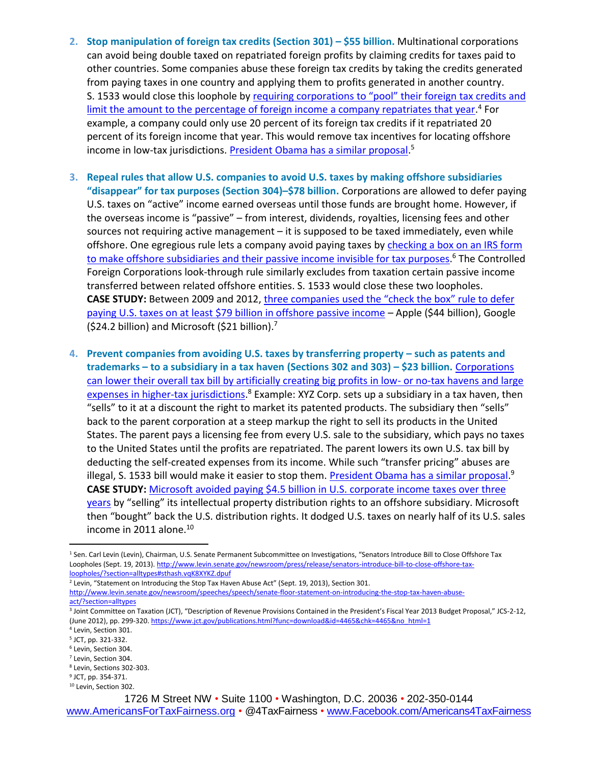2. **Stop manipulation of foreign tax credits (Section 301) – $55 billion.** Multinational corporations can avoid being double taxed on repatriated foreign profits by claiming credits for taxes paid to other countries. Some companies abuse these foreign tax credits by taking the credits generated from paying taxes in one country and applying them to profits generated in another country. S. 1533 would close this loophole by requiring corporations to "pool" their foreign tax credits and limit the amount to the percentage of foreign income a company repatriates that year.[4] For example, a company could only use 20 percent of its foreign tax credits if it repatriated 20 percent of its foreign income that year. This would remove tax incentives for locating offshore income in low-tax jurisdictions. President Obama has a similar proposal.[5]

3. **Repeal rules that allow U.S. companies to avoid U.S. taxes by making offshore subsidiaries "disappear" for tax purposes (Section 304)–$78 billion.** Corporations are allowed to defer paying U.S. taxes on "active" income earned overseas until those funds are brought home. However, if the overseas income is "passive" – from interest, dividends, royalties, licensing fees and other sources not requiring active management – it is supposed to be taxed immediately, even while offshore. One egregious rule lets a company avoid paying taxes by checking a box on an IRS form to make offshore subsidiaries and their passive income invisible for tax purposes.[6] The Controlled Foreign Corporations look-through rule similarly excludes from taxation certain passive income transferred between related offshore entities. S. 1533 would close these two loopholes. **CASE STUDY:** Between 2009 and 2012, three companies used the "check the box" rule to defer paying U.S. taxes on at least $79 billion in offshore passive income – Apple ($44 billion), Google ($24.2 billion) and Microsoft ($21 billion).[7]

4. **Prevent companies from avoiding U.S. taxes by transferring property – such as patents and trademarks – to a subsidiary in a tax haven (Sections 302 and 303) – $23 billion.** Corporations can lower their overall tax bill by artificially creating big profits in low- or no-tax havens and large expenses in higher-tax jurisdictions.[8] Example: XYZ Corp. sets up a subsidiary in a tax haven, then "sells" to it at a discount the right to market its patented products. The subsidiary then "sells" back to the parent corporation at a steep markup the right to sell its products in the United States. The parent pays a licensing fee from every U.S. sale to the subsidiary, which pays no taxes to the United States until the profits are repatriated. The parent lowers its own U.S. tax bill by deducting the self-created expenses from its income. While such "transfer pricing" abuses are illegal, S. 1533 bill would make it easier to stop them. President Obama has a similar proposal.[9] **CASE STUDY:** Microsoft avoided paying $4.5 billion in U.S. corporate income taxes over three years by "selling" its intellectual property distribution rights to an offshore subsidiary. Microsoft then "bought" back the U.S. distribution rights. It dodged U.S. taxes on nearly half of its U.S. sales income in 2011 alone.[10]

---

[1] Sen. Carl Levin (Levin), Chairman, U.S. Senate Permanent Subcommittee on Investigations, "Senators Introduce Bill to Close Offshore Tax Loopholes (Sept. 19, 2013). http://www.levin.senate.gov/newsroom/press/release/senators-introduce-bill-to-close-offshore-tax-loopholes/?section=alltypes#sthash.vqK8XYKZ.dpuf

[2] Levin, "Statement on Introducing the Stop Tax Haven Abuse Act" (Sept. 19, 2013), Section 301. http://www.levin.senate.gov/newsroom/speeches/speech/senate-floor-statement-on-introducing-the-stop-tax-haven-abuse-act/?section=alltypes

[3] Joint Committee on Taxation (JCT), "Description of Revenue Provisions Contained in the President's Fiscal Year 2013 Budget Proposal," JCS-2-12, (June 2012), pp. 299-320. https://www.jct.gov/publications.html?func=download&id=4465&chk=4465&no_html=1

[4] Levin, Section 301.

[5] JCT, pp. 321-332.

[6] Levin, Section 304.

[7] Levin, Section 304.

[8] Levin, Sections 302-303.

[9] JCT, pp. 354-371.

[10] Levin, Section 302.

1726 M Street NW • Suite 1100 • Washington, D.C. 20036 • 202-350-0144
www.AmericansForTaxFairness.org • @4TaxFairness • www.Facebook.com/Americans4TaxFairness